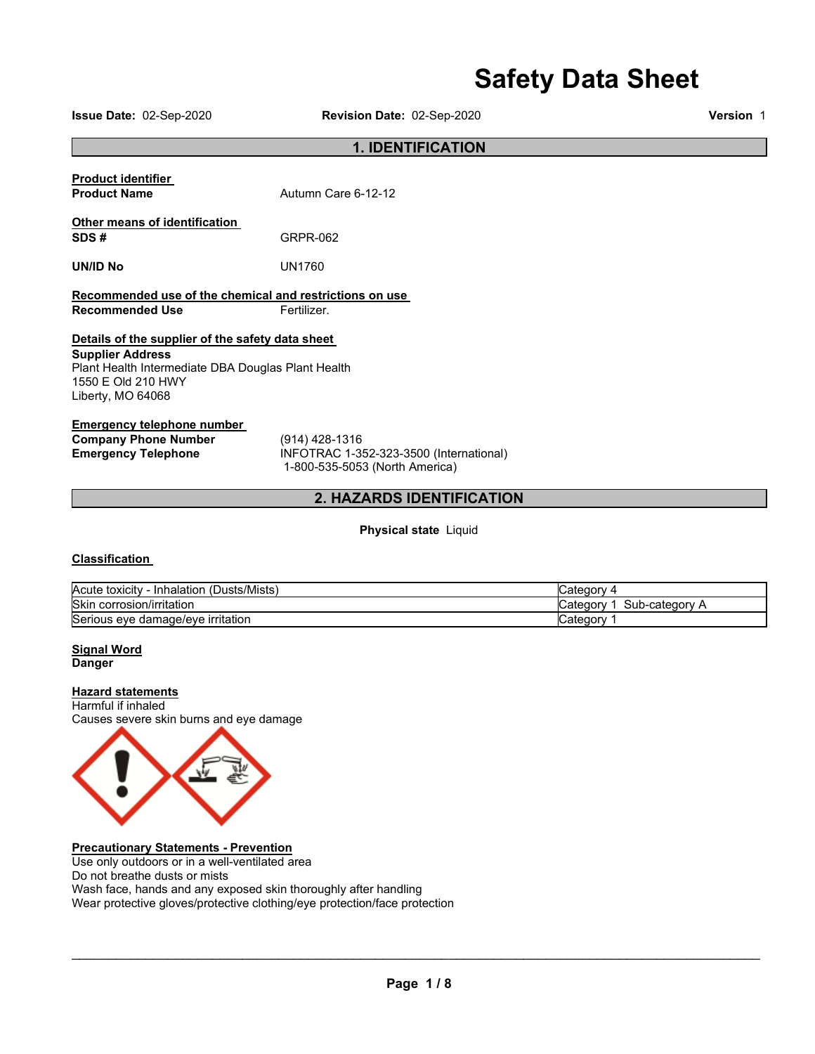# Safety Data Sheet

**Issue Date:** 02-Sep-2020 **Revision Date:** 02-Sep-2020 **Version** 1

## 1. IDENTIFICATION

**Product identifier**

**Product Name** Autumn Care 6-12-12

**Other means of identification**

**SDS #** GRPR-062

**UN/ID No** UN1760

**Recommended use of the chemical and restrictions on use**

**Recommended Use** Fertilizer.

**Details of the supplier of the safety data sheet**

**Supplier Address**
Plant Health Intermediate DBA Douglas Plant Health
1550 E Old 210 HWY
Liberty, MO 64068

**Emergency telephone number**

**Company Phone Number** (914) 428-1316

**Emergency Telephone** INFOTRAC 1-352-323-3500 (International)
1-800-535-5053 (North America)

## 2. HAZARDS IDENTIFICATION

**Physical state** Liquid

**Classification**

| Hazard | Category |
|---|---|
| Acute toxicity - Inhalation (Dusts/Mists) | Category 4 |
| Skin corrosion/irritation | Category 1 Sub-category A |
| Serious eye damage/eye irritation | Category 1 |

**Signal Word**
**Danger**

**Hazard statements**
Harmful if inhaled
Causes severe skin burns and eye damage

**Precautionary Statements - Prevention**
Use only outdoors or in a well-ventilated area
Do not breathe dusts or mists
Wash face, hands and any exposed skin thoroughly after handling
Wear protective gloves/protective clothing/eye protection/face protection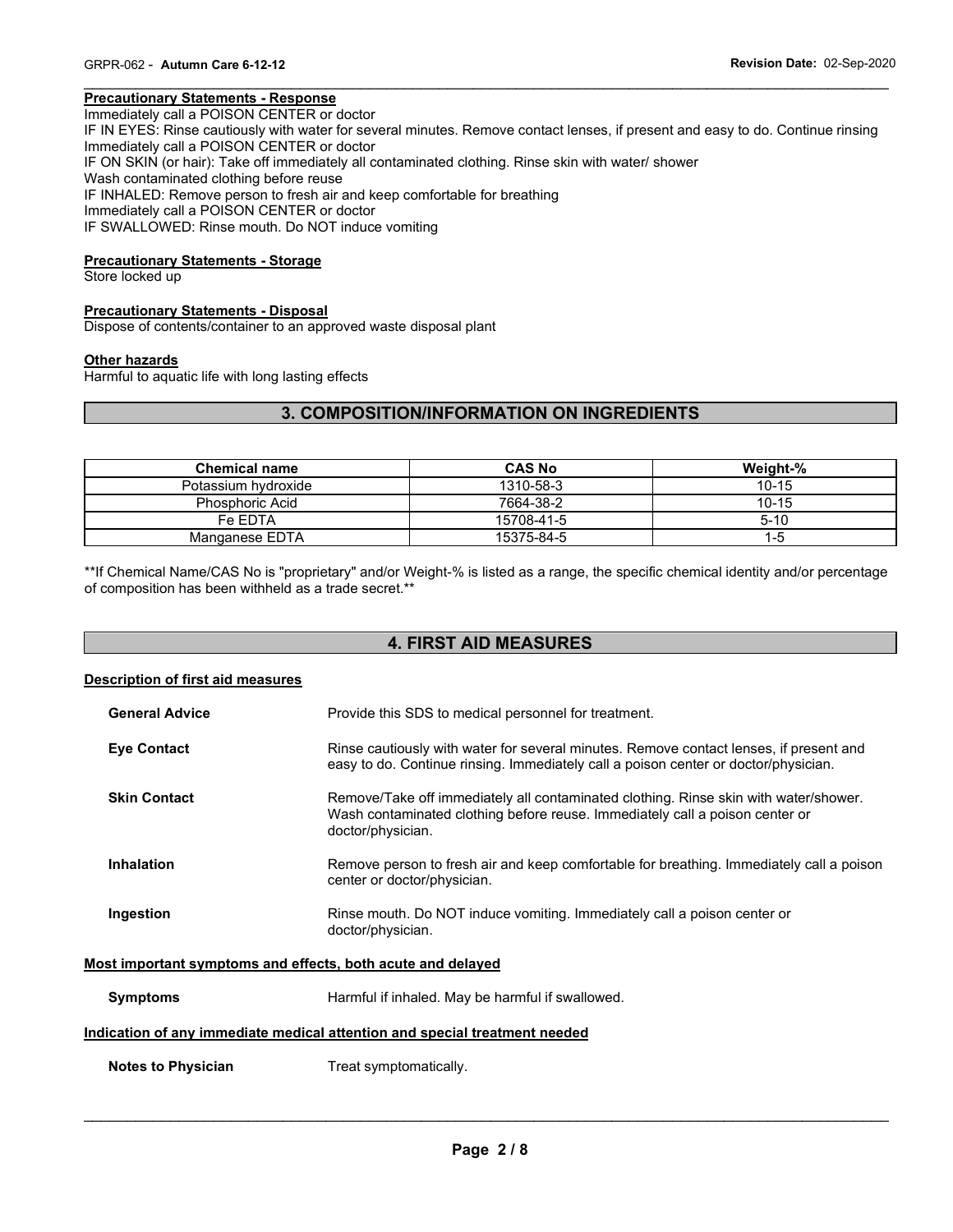**Precautionary Statements - Response**

Immediately call a POISON CENTER or doctor
IF IN EYES: Rinse cautiously with water for several minutes. Remove contact lenses, if present and easy to do. Continue rinsing
Immediately call a POISON CENTER or doctor
IF ON SKIN (or hair): Take off immediately all contaminated clothing. Rinse skin with water/ shower
Wash contaminated clothing before reuse
IF INHALED: Remove person to fresh air and keep comfortable for breathing
Immediately call a POISON CENTER or doctor
IF SWALLOWED: Rinse mouth. Do NOT induce vomiting

**Precautionary Statements - Storage**

Store locked up

**Precautionary Statements - Disposal**

Dispose of contents/container to an approved waste disposal plant

**Other hazards**

Harmful to aquatic life with long lasting effects

## 3. COMPOSITION/INFORMATION ON INGREDIENTS

| Chemical name | CAS No | Weight-% |
| --- | --- | --- |
| Potassium hydroxide | 1310-58-3 | 10-15 |
| Phosphoric Acid | 7664-38-2 | 10-15 |
| Fe EDTA | 15708-41-5 | 5-10 |
| Manganese EDTA | 15375-84-5 | 1-5 |

**If Chemical Name/CAS No is "proprietary" and/or Weight-% is listed as a range, the specific chemical identity and/or percentage of composition has been withheld as a trade secret.**

## 4. FIRST AID MEASURES

**Description of first aid measures**

**General Advice** Provide this SDS to medical personnel for treatment.

**Eye Contact** Rinse cautiously with water for several minutes. Remove contact lenses, if present and easy to do. Continue rinsing. Immediately call a poison center or doctor/physician.

**Skin Contact** Remove/Take off immediately all contaminated clothing. Rinse skin with water/shower. Wash contaminated clothing before reuse. Immediately call a poison center or doctor/physician.

**Inhalation** Remove person to fresh air and keep comfortable for breathing. Immediately call a poison center or doctor/physician.

**Ingestion** Rinse mouth. Do NOT induce vomiting. Immediately call a poison center or doctor/physician.

**Most important symptoms and effects, both acute and delayed**

**Symptoms** Harmful if inhaled. May be harmful if swallowed.

**Indication of any immediate medical attention and special treatment needed**

**Notes to Physician** Treat symptomatically.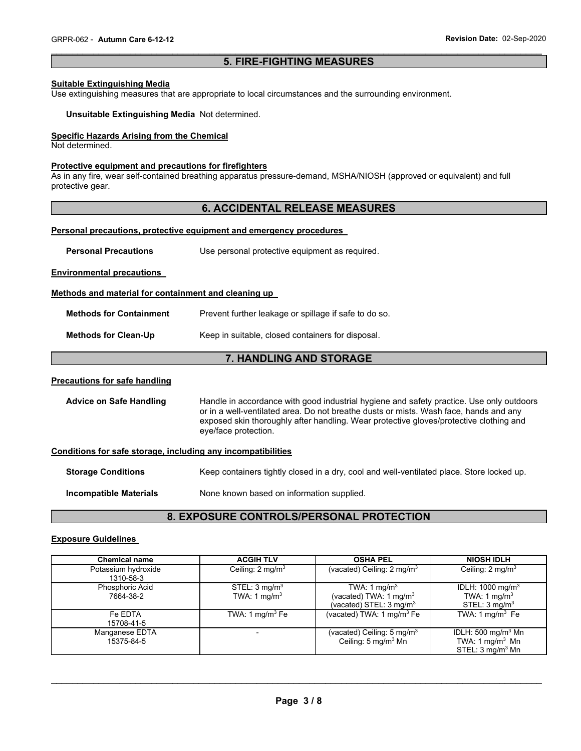## 5. FIRE-FIGHTING MEASURES

**Suitable Extinguishing Media**
Use extinguishing measures that are appropriate to local circumstances and the surrounding environment.

**Unsuitable Extinguishing Media** Not determined.

**Specific Hazards Arising from the Chemical**
Not determined.

**Protective equipment and precautions for firefighters**
As in any fire, wear self-contained breathing apparatus pressure-demand, MSHA/NIOSH (approved or equivalent) and full protective gear.

## 6. ACCIDENTAL RELEASE MEASURES

**Personal precautions, protective equipment and emergency procedures**

**Personal Precautions** Use personal protective equipment as required.

**Environmental precautions**

**Methods and material for containment and cleaning up**

**Methods for Containment** Prevent further leakage or spillage if safe to do so.

**Methods for Clean-Up** Keep in suitable, closed containers for disposal.

## 7. HANDLING AND STORAGE

**Precautions for safe handling**

**Advice on Safe Handling** Handle in accordance with good industrial hygiene and safety practice. Use only outdoors or in a well-ventilated area. Do not breathe dusts or mists. Wash face, hands and any exposed skin thoroughly after handling. Wear protective gloves/protective clothing and eye/face protection.

**Conditions for safe storage, including any incompatibilities**

**Storage Conditions** Keep containers tightly closed in a dry, cool and well-ventilated place. Store locked up.

**Incompatible Materials** None known based on information supplied.

## 8. EXPOSURE CONTROLS/PERSONAL PROTECTION

**Exposure Guidelines**

| Chemical name | ACGIH TLV | OSHA PEL | NIOSH IDLH |
|---|---|---|---|
| Potassium hydroxide<br>1310-58-3 | Ceiling: 2 mg/m$^3$ | (vacated) Ceiling: 2 mg/m$^3$ | Ceiling: 2 mg/m$^3$ |
| Phosphoric Acid<br>7664-38-2 | STEL: 3 mg/m$^3$<br>TWA: 1 mg/m$^3$ | TWA: 1 mg/m$^3$<br>(vacated) TWA: 1 mg/m$^3$<br>(vacated) STEL: 3 mg/m$^3$ | IDLH: 1000 mg/m$^3$<br>TWA: 1 mg/m$^3$<br>STEL: 3 mg/m$^3$ |
| Fe EDTA<br>15708-41-5 | TWA: 1 mg/m$^3$ Fe | (vacated) TWA: 1 mg/m$^3$ Fe | TWA: 1 mg/m$^3$ Fe |
| Manganese EDTA<br>15375-84-5 | - | (vacated) Ceiling: 5 mg/m$^3$<br>Ceiling: 5 mg/m$^3$ Mn | IDLH: 500 mg/m$^3$ Mn<br>TWA: 1 mg/m$^3$ Mn<br>STEL: 3 mg/m$^3$ Mn |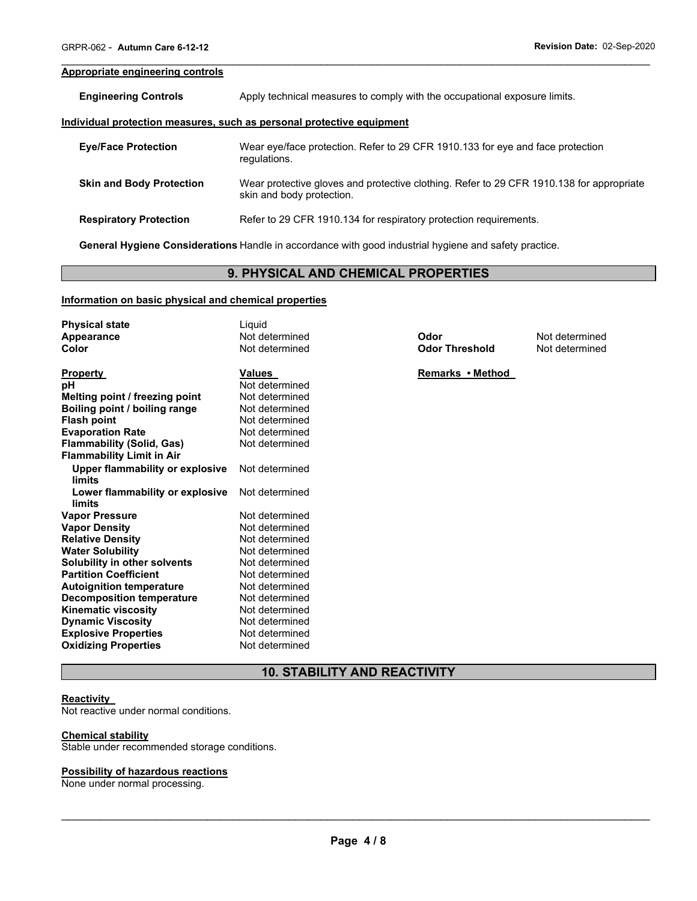**Appropriate engineering controls**

**Engineering Controls** Apply technical measures to comply with the occupational exposure limits.

**Individual protection measures, such as personal protective equipment**

**Eye/Face Protection** Wear eye/face protection. Refer to 29 CFR 1910.133 for eye and face protection regulations.

**Skin and Body Protection** Wear protective gloves and protective clothing. Refer to 29 CFR 1910.138 for appropriate skin and body protection.

**Respiratory Protection** Refer to 29 CFR 1910.134 for respiratory protection requirements.

**General Hygiene Considerations** Handle in accordance with good industrial hygiene and safety practice.

## 9. PHYSICAL AND CHEMICAL PROPERTIES

**Information on basic physical and chemical properties**

| | | | |
|---|---|---|---|
| **Physical state** | Liquid | | |
| **Appearance** | Not determined | **Odor** | Not determined |
| **Color** | Not determined | **Odor Threshold** | Not determined |

| **Property** | **Values** | **Remarks • Method** |
|---|---|---|
| **pH** | Not determined | |
| **Melting point / freezing point** | Not determined | |
| **Boiling point / boiling range** | Not determined | |
| **Flash point** | Not determined | |
| **Evaporation Rate** | Not determined | |
| **Flammability (Solid, Gas)** | Not determined | |
| **Flammability Limit in Air** | | |
| **Upper flammability or explosive limits** | Not determined | |
| **Lower flammability or explosive limits** | Not determined | |
| **Vapor Pressure** | Not determined | |
| **Vapor Density** | Not determined | |
| **Relative Density** | Not determined | |
| **Water Solubility** | Not determined | |
| **Solubility in other solvents** | Not determined | |
| **Partition Coefficient** | Not determined | |
| **Autoignition temperature** | Not determined | |
| **Decomposition temperature** | Not determined | |
| **Kinematic viscosity** | Not determined | |
| **Dynamic Viscosity** | Not determined | |
| **Explosive Properties** | Not determined | |
| **Oxidizing Properties** | Not determined | |

## 10. STABILITY AND REACTIVITY

**Reactivity**

Not reactive under normal conditions.

**Chemical stability**

Stable under recommended storage conditions.

**Possibility of hazardous reactions**

None under normal processing.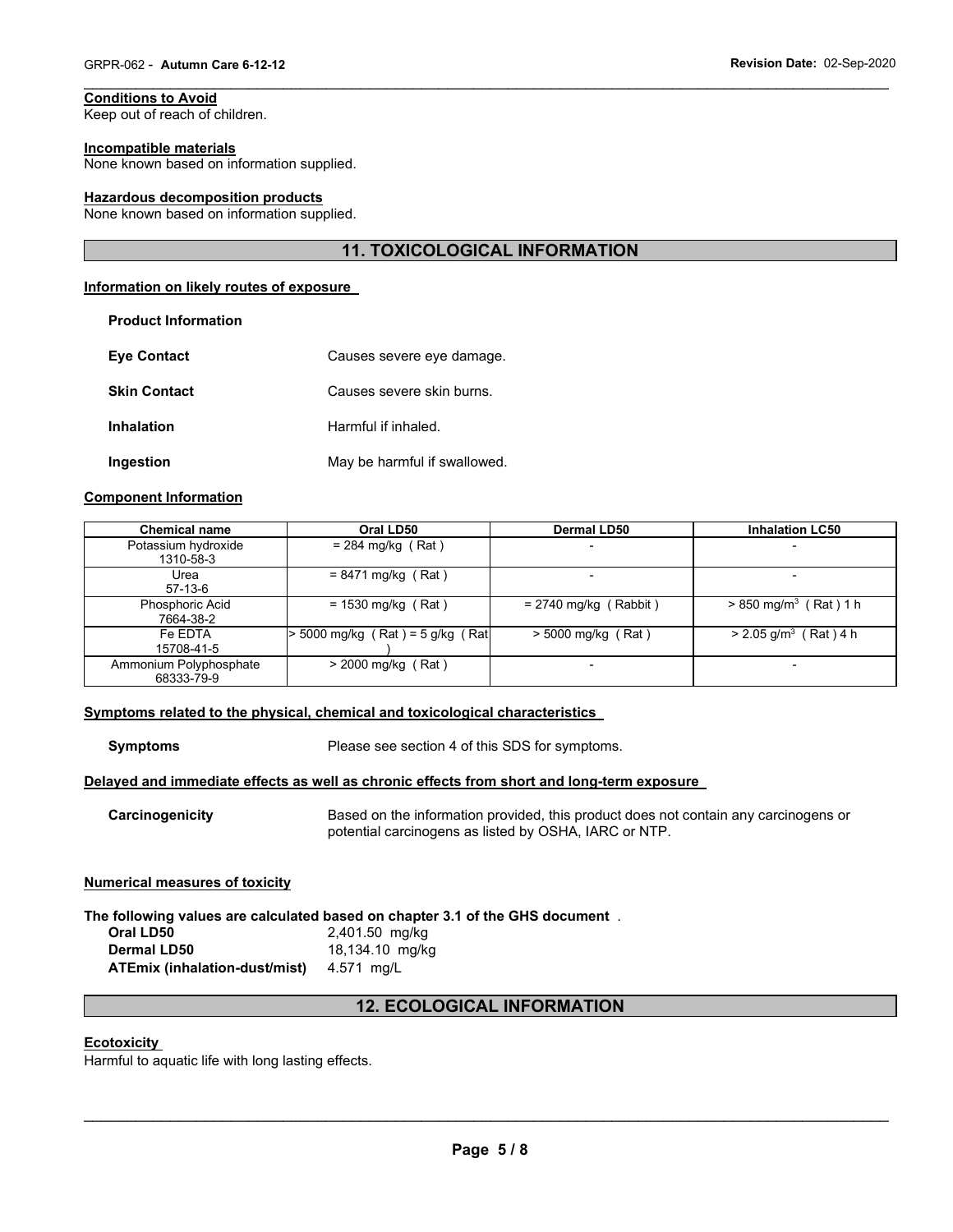**Conditions to Avoid**

Keep out of reach of children.

**Incompatible materials**

None known based on information supplied.

**Hazardous decomposition products**

None known based on information supplied.

## 11. TOXICOLOGICAL INFORMATION

**Information on likely routes of exposure**

**Product Information**

**Eye Contact** Causes severe eye damage.

**Skin Contact** Causes severe skin burns.

**Inhalation** Harmful if inhaled.

**Ingestion** May be harmful if swallowed.

**Component Information**

| Chemical name | Oral LD50 | Dermal LD50 | Inhalation LC50 |
|---|---|---|---|
| Potassium hydroxide 1310-58-3 | = 284 mg/kg ( Rat ) | - | - |
| Urea 57-13-6 | = 8471 mg/kg ( Rat ) | - | - |
| Phosphoric Acid 7664-38-2 | = 1530 mg/kg ( Rat ) | = 2740 mg/kg ( Rabbit ) | > 850 mg/m$^3$ ( Rat ) 1 h |
| Fe EDTA 15708-41-5 | > 5000 mg/kg ( Rat ) = 5 g/kg ( Rat ) | > 5000 mg/kg ( Rat ) | > 2.05 g/m$^3$ ( Rat ) 4 h |
| Ammonium Polyphosphate 68333-79-9 | > 2000 mg/kg ( Rat ) | - | - |

**Symptoms related to the physical, chemical and toxicological characteristics**

**Symptoms** Please see section 4 of this SDS for symptoms.

**Delayed and immediate effects as well as chronic effects from short and long-term exposure**

**Carcinogenicity** Based on the information provided, this product does not contain any carcinogens or potential carcinogens as listed by OSHA, IARC or NTP.

**Numerical measures of toxicity**

**The following values are calculated based on chapter 3.1 of the GHS document** .

**Oral LD50** 2,401.50 mg/kg  
**Dermal LD50** 18,134.10 mg/kg  
**ATEmix (inhalation-dust/mist)** 4.571 mg/L

## 12. ECOLOGICAL INFORMATION

**Ecotoxicity**

Harmful to aquatic life with long lasting effects.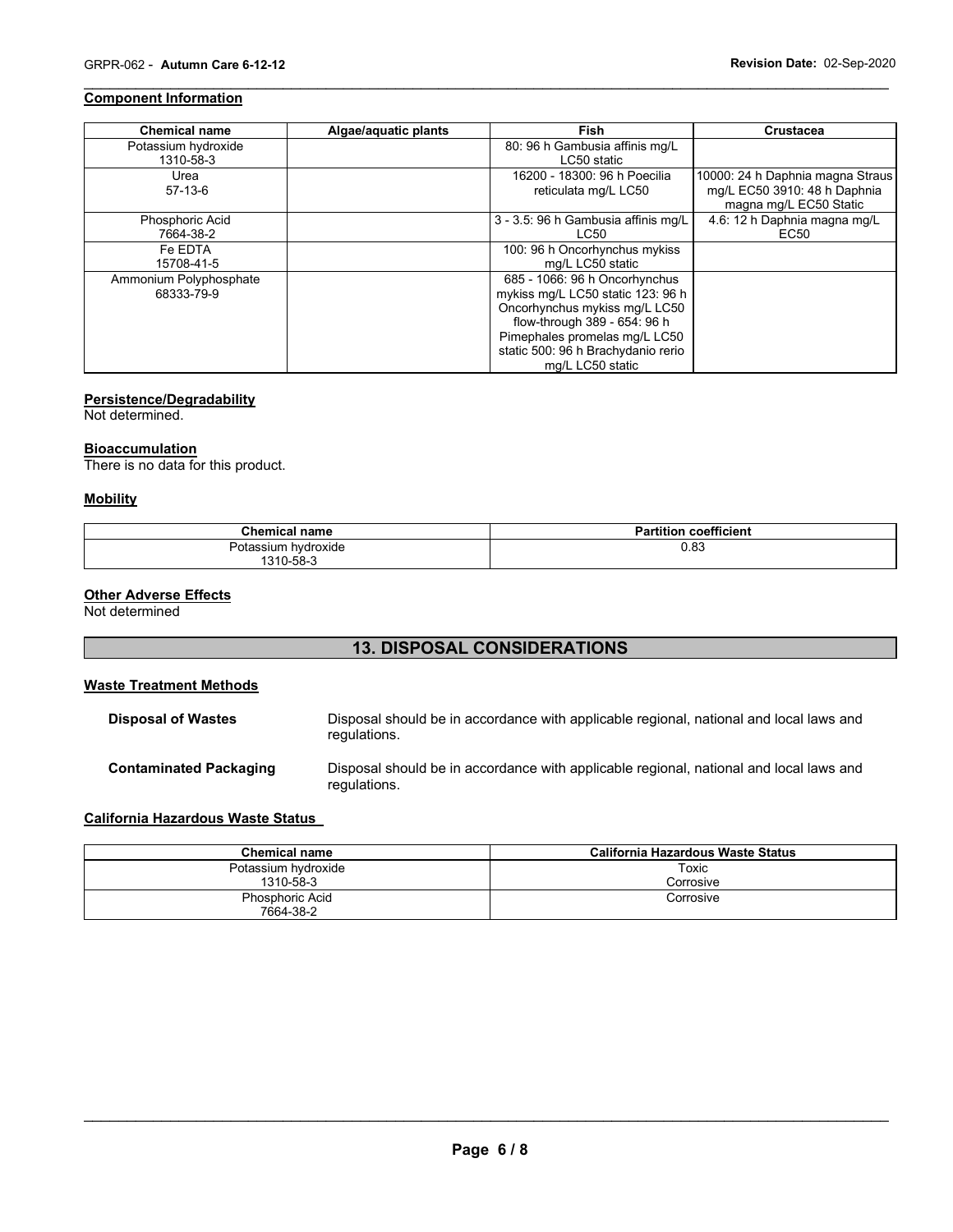### Component Information

| Chemical name | Algae/aquatic plants | Fish | Crustacea |
|---|---|---|---|
| Potassium hydroxide 1310-58-3 | | 80: 96 h Gambusia affinis mg/L LC50 static | |
| Urea 57-13-6 | | 16200 - 18300: 96 h Poecilia reticulata mg/L LC50 | 10000: 24 h Daphnia magna Straus mg/L EC50 3910: 48 h Daphnia magna mg/L EC50 Static |
| Phosphoric Acid 7664-38-2 | | 3 - 3.5: 96 h Gambusia affinis mg/L LC50 | 4.6: 12 h Daphnia magna mg/L EC50 |
| Fe EDTA 15708-41-5 | | 100: 96 h Oncorhynchus mykiss mg/L LC50 static | |
| Ammonium Polyphosphate 68333-79-9 | | 685 - 1066: 96 h Oncorhynchus mykiss mg/L LC50 static 123: 96 h Oncorhynchus mykiss mg/L LC50 flow-through 389 - 654: 96 h Pimephales promelas mg/L LC50 static 500: 96 h Brachydanio rerio mg/L LC50 static | |

### Persistence/Degradability

Not determined.

### Bioaccumulation

There is no data for this product.

### Mobility

| Chemical name | Partition coefficient |
|---|---|
| Potassium hydroxide 1310-58-3 | 0.83 |

### Other Adverse Effects

Not determined

## 13. DISPOSAL CONSIDERATIONS

### Waste Treatment Methods

**Disposal of Wastes** Disposal should be in accordance with applicable regional, national and local laws and regulations.

**Contaminated Packaging** Disposal should be in accordance with applicable regional, national and local laws and regulations.

### California Hazardous Waste Status

| Chemical name | California Hazardous Waste Status |
|---|---|
| Potassium hydroxide 1310-58-3 | Toxic Corrosive |
| Phosphoric Acid 7664-38-2 | Corrosive |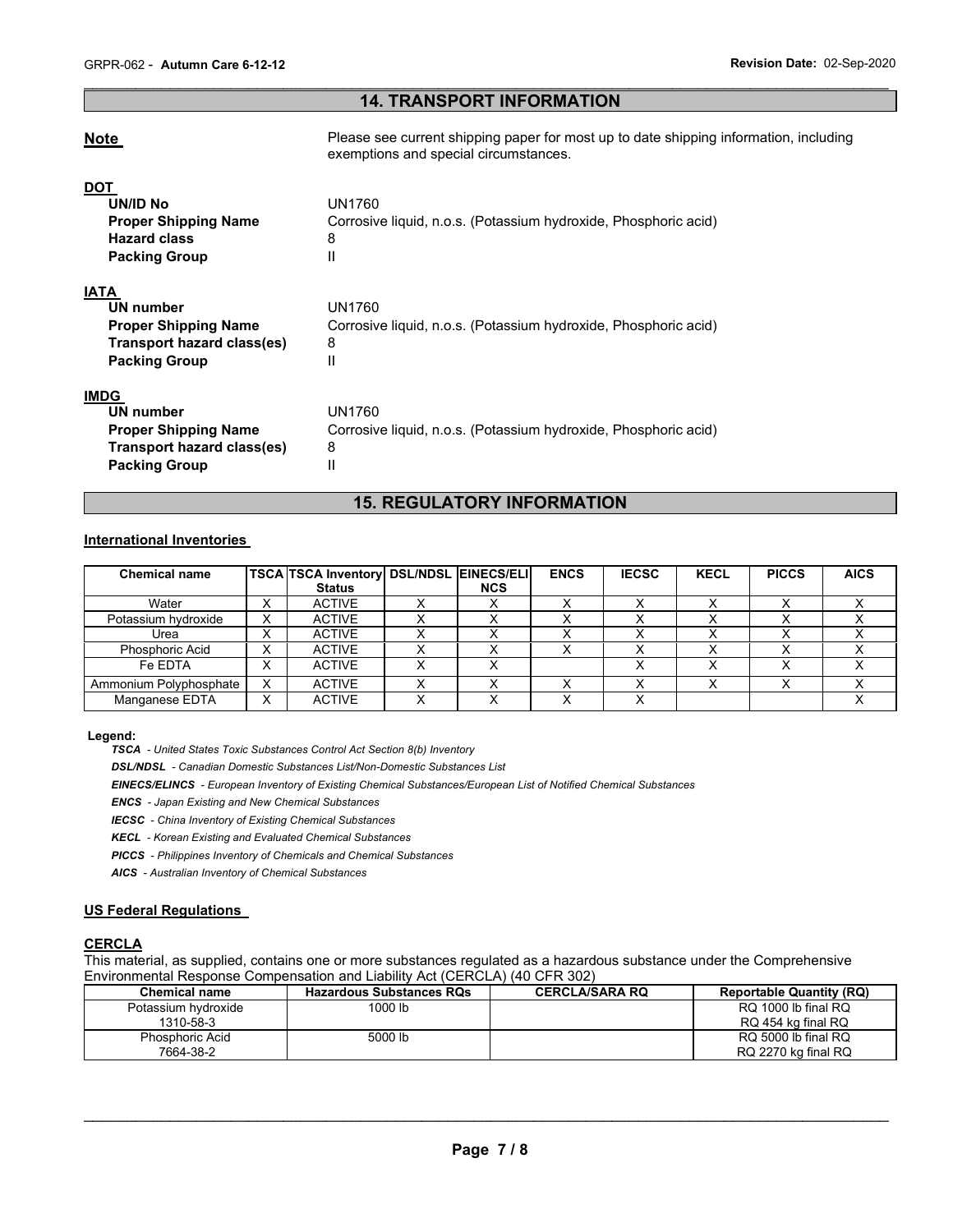## 14. TRANSPORT INFORMATION

**Note** Please see current shipping paper for most up to date shipping information, including exemptions and special circumstances.

**DOT**

| | |
|---|---|
| **UN/ID No** | UN1760 |
| **Proper Shipping Name** | Corrosive liquid, n.o.s. (Potassium hydroxide, Phosphoric acid) |
| **Hazard class** | 8 |
| **Packing Group** | II |

**IATA**

| | |
|---|---|
| **UN number** | UN1760 |
| **Proper Shipping Name** | Corrosive liquid, n.o.s. (Potassium hydroxide, Phosphoric acid) |
| **Transport hazard class(es)** | 8 |
| **Packing Group** | II |

**IMDG**

| | |
|---|---|
| **UN number** | UN1760 |
| **Proper Shipping Name** | Corrosive liquid, n.o.s. (Potassium hydroxide, Phosphoric acid) |
| **Transport hazard class(es)** | 8 |
| **Packing Group** | II |

## 15. REGULATORY INFORMATION

### International Inventories

| Chemical name | TSCA | TSCA Inventory Status | DSL/NDSL | EINECS/ELINCS | ENCS | IECSC | KECL | PICCS | AICS |
|---|---|---|---|---|---|---|---|---|---|
| Water | X | ACTIVE | X | X | X | X | X | X | X |
| Potassium hydroxide | X | ACTIVE | X | X | X | X | X | X | X |
| Urea | X | ACTIVE | X | X | X | X | X | X | X |
| Phosphoric Acid | X | ACTIVE | X | X | X | X | X | X | X |
| Fe EDTA | X | ACTIVE | X | X | | X | X | X | X |
| Ammonium Polyphosphate | X | ACTIVE | X | X | X | X | X | X | X |
| Manganese EDTA | X | ACTIVE | X | X | X | X | | | X |

**Legend:**

***TSCA*** *- United States Toxic Substances Control Act Section 8(b) Inventory*

***DSL/NDSL*** *- Canadian Domestic Substances List/Non-Domestic Substances List*

***EINECS/ELINCS*** *- European Inventory of Existing Chemical Substances/European List of Notified Chemical Substances*

***ENCS*** *- Japan Existing and New Chemical Substances*

***IECSC*** *- China Inventory of Existing Chemical Substances*

***KECL*** *- Korean Existing and Evaluated Chemical Substances*

***PICCS*** *- Philippines Inventory of Chemicals and Chemical Substances*

***AICS*** *- Australian Inventory of Chemical Substances*

### US Federal Regulations

#### CERCLA

This material, as supplied, contains one or more substances regulated as a hazardous substance under the Comprehensive Environmental Response Compensation and Liability Act (CERCLA) (40 CFR 302)

| Chemical name | Hazardous Substances RQs | CERCLA/SARA RQ | Reportable Quantity (RQ) |
|---|---|---|---|
| Potassium hydroxide 1310-58-3 | 1000 lb | | RQ 1000 lb final RQ RQ 454 kg final RQ |
| Phosphoric Acid 7664-38-2 | 5000 lb | | RQ 5000 lb final RQ RQ 2270 kg final RQ |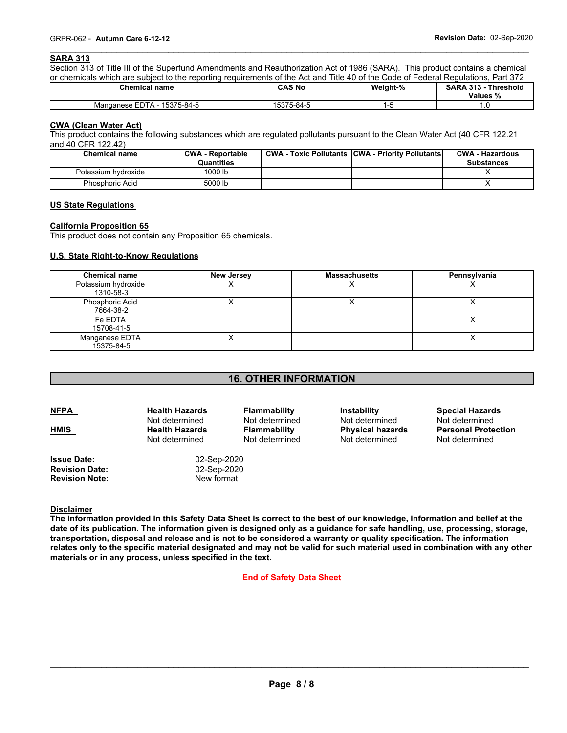### SARA 313

Section 313 of Title III of the Superfund Amendments and Reauthorization Act of 1986 (SARA). This product contains a chemical or chemicals which are subject to the reporting requirements of the Act and Title 40 of the Code of Federal Regulations, Part 372

| Chemical name | CAS No | Weight-% | SARA 313 - Threshold Values % |
|---|---|---|---|
| Manganese EDTA - 15375-84-5 | 15375-84-5 | 1-5 | 1.0 |

### CWA (Clean Water Act)

This product contains the following substances which are regulated pollutants pursuant to the Clean Water Act (40 CFR 122.21 and 40 CFR 122.42)

| Chemical name | CWA - Reportable Quantities | CWA - Toxic Pollutants | CWA - Priority Pollutants | CWA - Hazardous Substances |
|---|---|---|---|---|
| Potassium hydroxide | 1000 lb | | | X |
| Phosphoric Acid | 5000 lb | | | X |

### US State Regulations

### California Proposition 65

This product does not contain any Proposition 65 chemicals.

### U.S. State Right-to-Know Regulations

| Chemical name | New Jersey | Massachusetts | Pennsylvania |
|---|---|---|---|
| Potassium hydroxide 1310-58-3 | X | X | X |
| Phosphoric Acid 7664-38-2 | X | X | X |
| Fe EDTA 15708-41-5 | | | X |
| Manganese EDTA 15375-84-5 | X | | X |

## 16. OTHER INFORMATION

| | | | | |
|---|---|---|---|---|
| **NFPA** | **Health Hazards** Not determined | **Flammability** Not determined | **Instability** Not determined | **Special Hazards** Not determined |
| **HMIS** | **Health Hazards** Not determined | **Flammability** Not determined | **Physical hazards** Not determined | **Personal Protection** Not determined |

**Issue Date:** 02-Sep-2020
**Revision Date:** 02-Sep-2020
**Revision Note:** New format

### Disclaimer

**The information provided in this Safety Data Sheet is correct to the best of our knowledge, information and belief at the date of its publication. The information given is designed only as a guidance for safe handling, use, processing, storage, transportation, disposal and release and is not to be considered a warranty or quality specification. The information relates only to the specific material designated and may not be valid for such material used in combination with any other materials or in any process, unless specified in the text.**

**End of Safety Data Sheet**